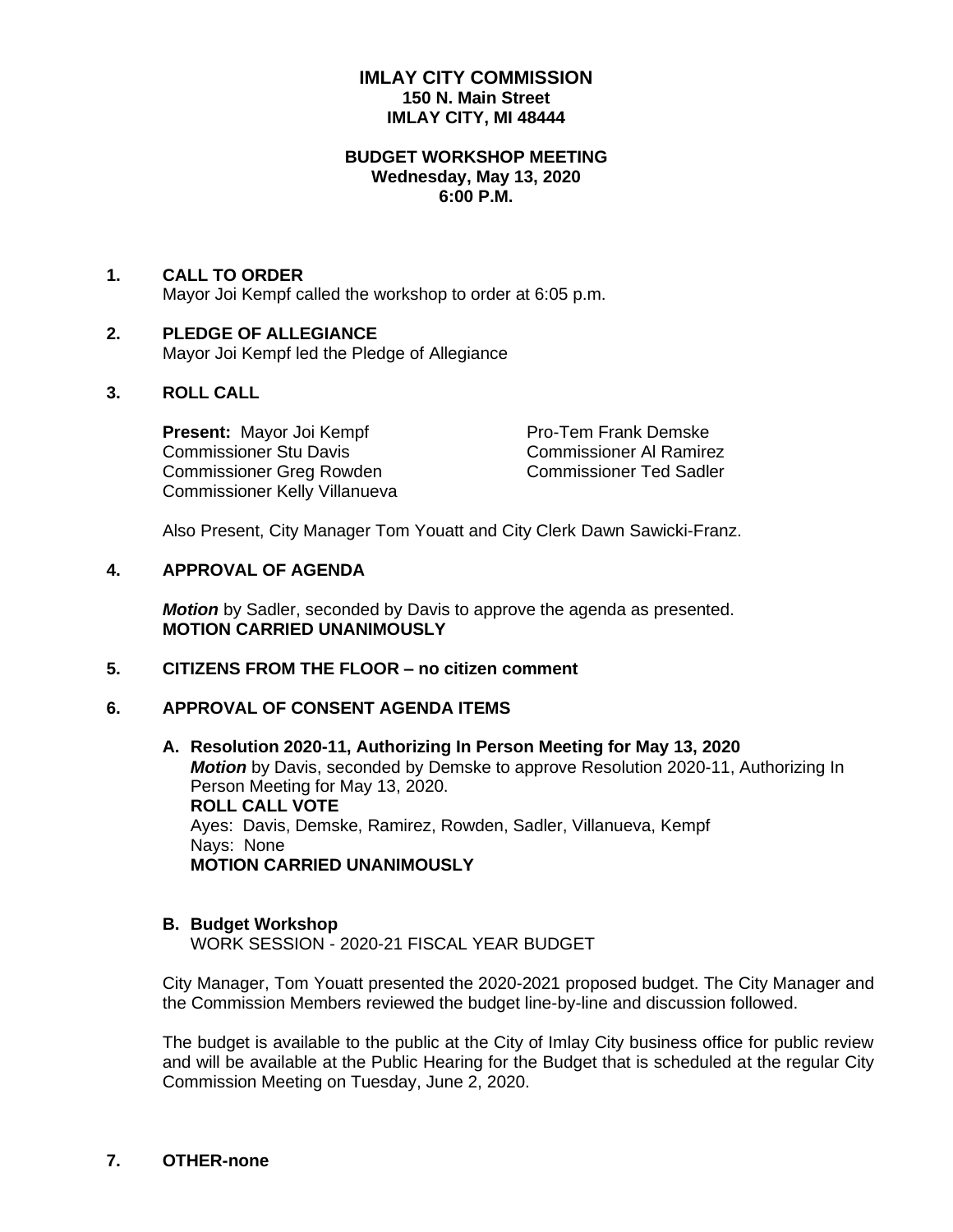# IMLAY CITY COMMISSION

**150 N. Main Street**
**IMLAY CITY, MI 48444**

**BUDGET WORKSHOP MEETING**
**Wednesday, May 13, 2020**
**6:00 P.M.**

**1. CALL TO ORDER**

Mayor Joi Kempf called the workshop to order at 6:05 p.m.

**2. PLEDGE OF ALLEGIANCE**

Mayor Joi Kempf led the Pledge of Allegiance

**3. ROLL CALL**

**Present:** Mayor Joi Kempf
Pro-Tem Frank Demske
Commissioner Stu Davis
Commissioner Al Ramirez
Commissioner Greg Rowden
Commissioner Ted Sadler
Commissioner Kelly Villanueva

Also Present, City Manager Tom Youatt and City Clerk Dawn Sawicki-Franz.

**4. APPROVAL OF AGENDA**

***Motion*** by Sadler, seconded by Davis to approve the agenda as presented.
**MOTION CARRIED UNANIMOUSLY**

**5. CITIZENS FROM THE FLOOR – no citizen comment**

**6. APPROVAL OF CONSENT AGENDA ITEMS**

**A. Resolution 2020-11, Authorizing In Person Meeting for May 13, 2020**

***Motion*** by Davis, seconded by Demske to approve Resolution 2020-11, Authorizing In Person Meeting for May 13, 2020.
**ROLL CALL VOTE**
Ayes: Davis, Demske, Ramirez, Rowden, Sadler, Villanueva, Kempf
Nays: None
**MOTION CARRIED UNANIMOUSLY**

**B. Budget Workshop**

WORK SESSION - 2020-21 FISCAL YEAR BUDGET

City Manager, Tom Youatt presented the 2020-2021 proposed budget. The City Manager and the Commission Members reviewed the budget line-by-line and discussion followed.

The budget is available to the public at the City of Imlay City business office for public review and will be available at the Public Hearing for the Budget that is scheduled at the regular City Commission Meeting on Tuesday, June 2, 2020.

**7. OTHER-none**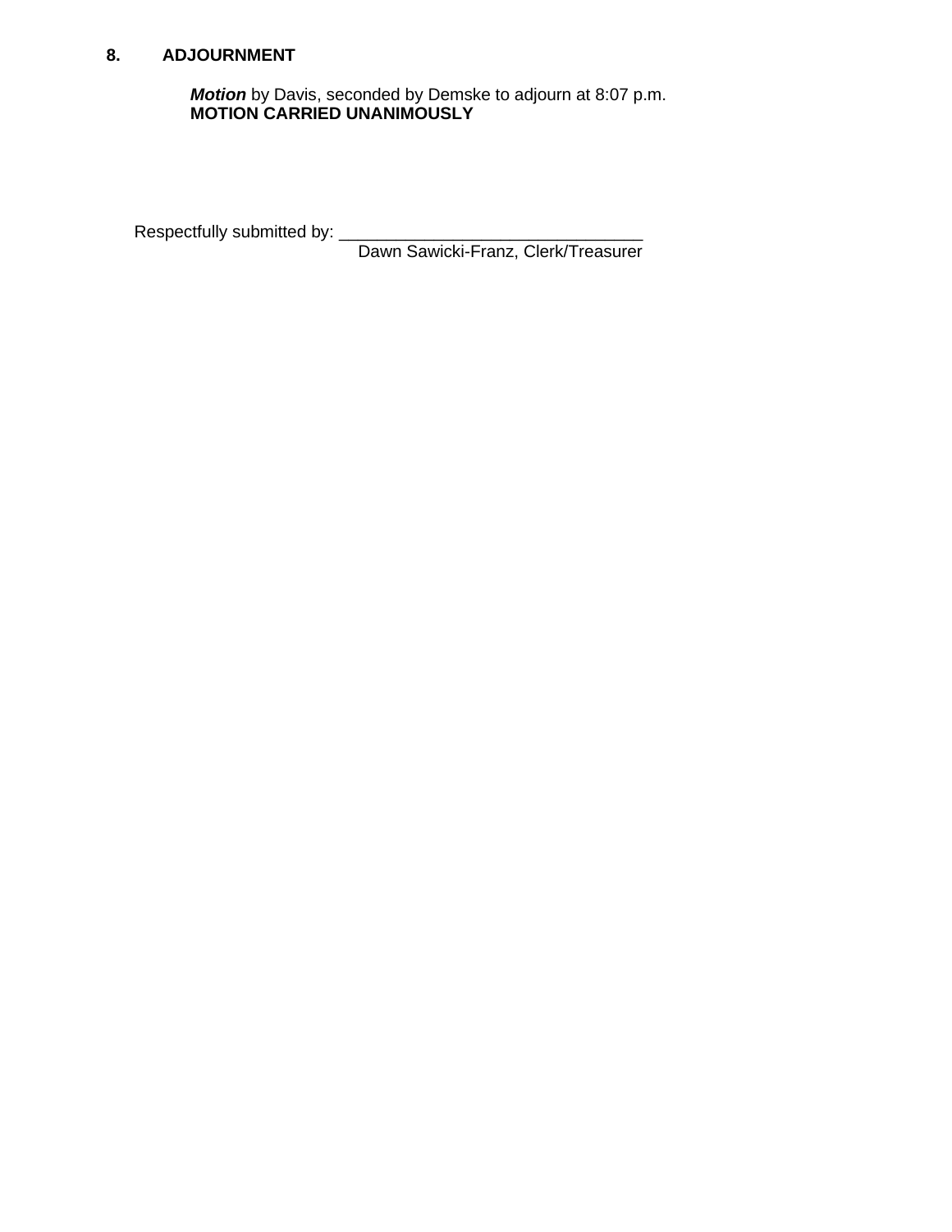## 8. ADJOURNMENT

***Motion*** by Davis, seconded by Demske to adjourn at 8:07 p.m.
**MOTION CARRIED UNANIMOUSLY**

Respectfully submitted by: _______________________________
Dawn Sawicki-Franz, Clerk/Treasurer